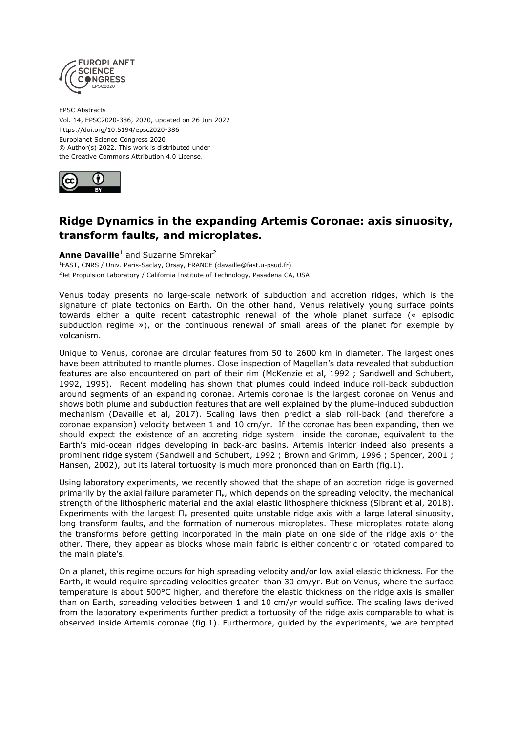EPSC Abstracts
Vol. 14, EPSC2020-386, 2020, updated on 26 Jun 2022
https://doi.org/10.5194/epsc2020-386
Europlanet Science Congress 2020
© Author(s) 2022. This work is distributed under
the Creative Commons Attribution 4.0 License.

# Ridge Dynamics in the expanding Artemis Coronae: axis sinuosity, transform faults, and microplates.

**Anne Davaille**[1] and Suzanne Smrekar[2]

[1]FAST, CNRS / Univ. Paris-Saclay, Orsay, FRANCE (davaille@fast.u-psud.fr)
[2]Jet Propulsion Laboratory / California Institute of Technology, Pasadena CA, USA

Venus today presents no large-scale network of subduction and accretion ridges, which is the signature of plate tectonics on Earth. On the other hand, Venus relatively young surface points towards either a quite recent catastrophic renewal of the whole planet surface (« episodic subduction regime »), or the continuous renewal of small areas of the planet for exemple by volcanism.

Unique to Venus, coronae are circular features from 50 to 2600 km in diameter. The largest ones have been attributed to mantle plumes. Close inspection of Magellan's data revealed that subduction features are also encountered on part of their rim (McKenzie et al, 1992 ; Sandwell and Schubert, 1992, 1995). Recent modeling has shown that plumes could indeed induce roll-back subduction around segments of an expanding coronae. Artemis coronae is the largest coronae on Venus and shows both plume and subduction features that are well explained by the plume-induced subduction mechanism (Davaille et al, 2017). Scaling laws then predict a slab roll-back (and therefore a coronae expansion) velocity between 1 and 10 cm/yr. If the coronae has been expanding, then we should expect the existence of an accreting ridge system inside the coronae, equivalent to the Earth's mid-ocean ridges developing in back-arc basins. Artemis interior indeed also presents a prominent ridge system (Sandwell and Schubert, 1992 ; Brown and Grimm, 1996 ; Spencer, 2001 ; Hansen, 2002), but its lateral tortuosity is much more prononced than on Earth (fig.1).

Using laboratory experiments, we recently showed that the shape of an accretion ridge is governed primarily by the axial failure parameter $\Pi_F$, which depends on the spreading velocity, the mechanical strength of the lithospheric material and the axial elastic lithosphere thickness (Sibrant et al, 2018). Experiments with the largest $\Pi_F$ presented quite unstable ridge axis with a large lateral sinuosity, long transform faults, and the formation of numerous microplates. These microplates rotate along the transforms before getting incorporated in the main plate on one side of the ridge axis or the other. There, they appear as blocks whose main fabric is either concentric or rotated compared to the main plate's.

On a planet, this regime occurs for high spreading velocity and/or low axial elastic thickness. For the Earth, it would require spreading velocities greater than 30 cm/yr. But on Venus, where the surface temperature is about 500°C higher, and therefore the elastic thickness on the ridge axis is smaller than on Earth, spreading velocities between 1 and 10 cm/yr would suffice. The scaling laws derived from the laboratory experiments further predict a tortuosity of the ridge axis comparable to what is observed inside Artemis coronae (fig.1). Furthermore, guided by the experiments, we are tempted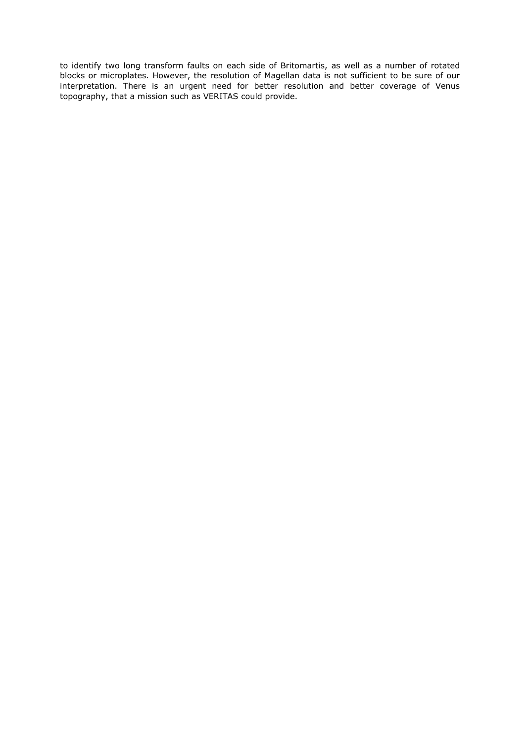to identify two long transform faults on each side of Britomartis, as well as a number of rotated blocks or microplates. However, the resolution of Magellan data is not sufficient to be sure of our interpretation. There is an urgent need for better resolution and better coverage of Venus topography, that a mission such as VERITAS could provide.